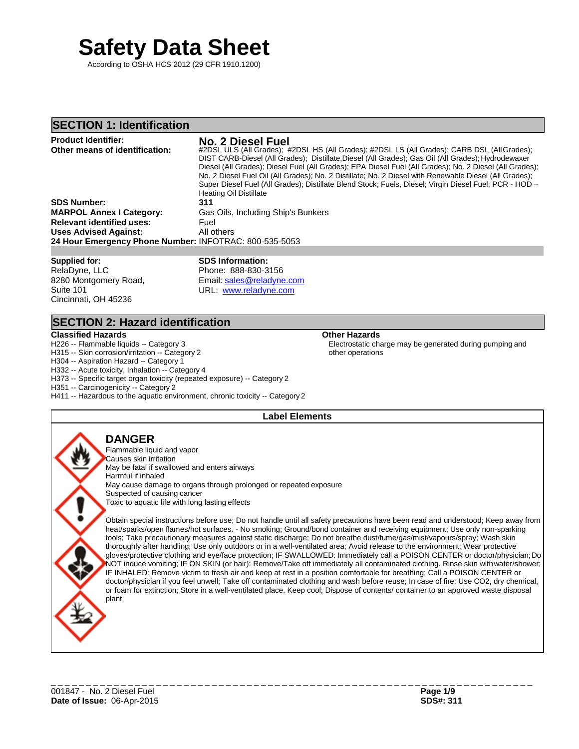# Safety Data Sheet

According to OSHA HCS 2012 (29 CFR 1910.1200)

## SECTION 1: Identification

| | |
|---|---|
| **Product Identifier:** | **No. 2 Diesel Fuel** |
| **Other means of identification:** | #2DSL ULS (All Grades); #2DSL HS (All Grades); #2DSL LS (All Grades); CARB DSL (All Grades); DIST CARB-Diesel (All Grades); Distillate,Diesel (All Grades); Gas Oil (All Grades); Hydrodewaxer Diesel (All Grades); Diesel Fuel (All Grades); EPA Diesel Fuel (All Grades); No. 2 Diesel (All Grades); No. 2 Diesel Fuel Oil (All Grades); No. 2 Distillate; No. 2 Diesel with Renewable Diesel (All Grades); Super Diesel Fuel (All Grades); Distillate Blend Stock; Fuels, Diesel; Virgin Diesel Fuel; PCR - HOD – Heating Oil Distillate |
| **SDS Number:** | **311** |
| **MARPOL Annex I Category:** | Gas Oils, Including Ship's Bunkers |
| **Relevant identified uses:** | Fuel |
| **Uses Advised Against:** | All others |

**24 Hour Emergency Phone Number:** INFOTRAC: 800-535-5053

**Supplied for:**
RelaDyne, LLC
8280 Montgomery Road,
Suite 101
Cincinnati, OH 45236

**SDS Information:**
Phone: 888-830-3156
Email: sales@reladyne.com
URL: www.reladyne.com

## SECTION 2: Hazard identification

**Classified Hazards**

H226 -- Flammable liquids -- Category 3
H315 -- Skin corrosion/irritation -- Category 2
H304 -- Aspiration Hazard -- Category 1
H332 -- Acute toxicity, Inhalation -- Category 4
H373 -- Specific target organ toxicity (repeated exposure) -- Category 2
H351 -- Carcinogenicity -- Category 2
H411 -- Hazardous to the aquatic environment, chronic toxicity -- Category 2

**Other Hazards**

Electrostatic charge may be generated during pumping and other operations

### Label Elements

**DANGER**

Flammable liquid and vapor
Causes skin irritation
May be fatal if swallowed and enters airways
Harmful if inhaled
May cause damage to organs through prolonged or repeated exposure
Suspected of causing cancer
Toxic to aquatic life with long lasting effects

Obtain special instructions before use; Do not handle until all safety precautions have been read and understood; Keep away from heat/sparks/open flames/hot surfaces. - No smoking; Ground/bond container and receiving equipment; Use only non-sparking tools; Take precautionary measures against static discharge; Do not breathe dust/fume/gas/mist/vapours/spray; Wash skin thoroughly after handling; Use only outdoors or in a well-ventilated area; Avoid release to the environment; Wear protective gloves/protective clothing and eye/face protection; IF SWALLOWED: Immediately call a POISON CENTER or doctor/physician; Do NOT induce vomiting; IF ON SKIN (or hair): Remove/Take off immediately all contaminated clothing. Rinse skin with water/shower; IF INHALED: Remove victim to fresh air and keep at rest in a position comfortable for breathing; Call a POISON CENTER or doctor/physician if you feel unwell; Take off contaminated clothing and wash before reuse; In case of fire: Use CO2, dry chemical, or foam for extinction; Store in a well-ventilated place. Keep cool; Dispose of contents/ container to an approved waste disposal plant

001847 - No. 2 Diesel Fuel
**Date of Issue:** 06-Apr-2015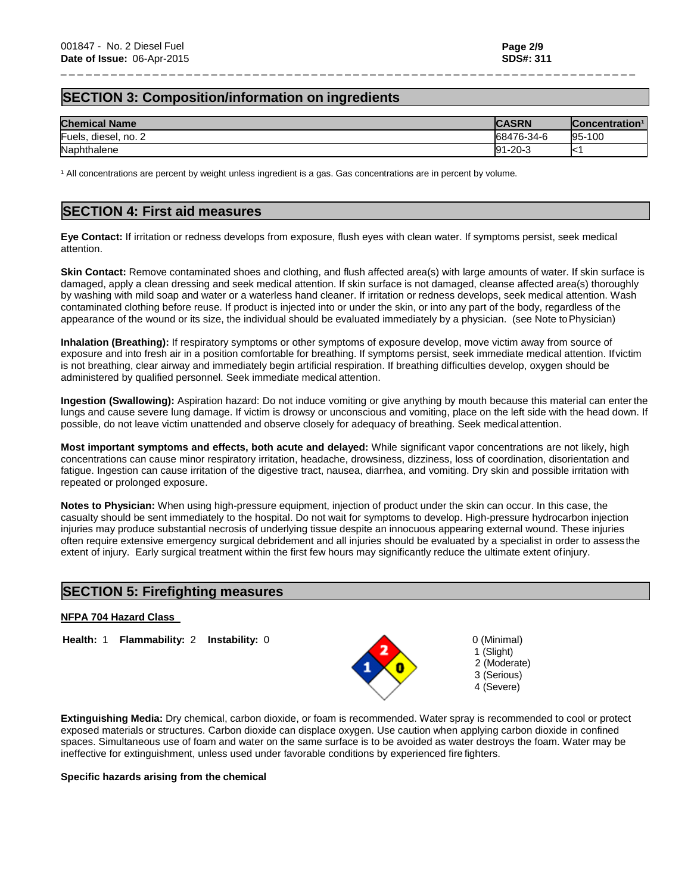## SECTION 3: Composition/information on ingredients

| Chemical Name | CASRN | Concentration[1] |
|---|---|---|
| Fuels, diesel, no. 2 | 68476-34-6 | 95-100 |
| Naphthalene | 91-20-3 | <1 |

[1] All concentrations are percent by weight unless ingredient is a gas. Gas concentrations are in percent by volume.

## SECTION 4: First aid measures

**Eye Contact:** If irritation or redness develops from exposure, flush eyes with clean water. If symptoms persist, seek medical attention.

**Skin Contact:** Remove contaminated shoes and clothing, and flush affected area(s) with large amounts of water. If skin surface is damaged, apply a clean dressing and seek medical attention. If skin surface is not damaged, cleanse affected area(s) thoroughly by washing with mild soap and water or a waterless hand cleaner. If irritation or redness develops, seek medical attention. Wash contaminated clothing before reuse. If product is injected into or under the skin, or into any part of the body, regardless of the appearance of the wound or its size, the individual should be evaluated immediately by a physician. (see Note to Physician)

**Inhalation (Breathing):** If respiratory symptoms or other symptoms of exposure develop, move victim away from source of exposure and into fresh air in a position comfortable for breathing. If symptoms persist, seek immediate medical attention. If victim is not breathing, clear airway and immediately begin artificial respiration. If breathing difficulties develop, oxygen should be administered by qualified personnel. Seek immediate medical attention.

**Ingestion (Swallowing):** Aspiration hazard: Do not induce vomiting or give anything by mouth because this material can enter the lungs and cause severe lung damage. If victim is drowsy or unconscious and vomiting, place on the left side with the head down. If possible, do not leave victim unattended and observe closely for adequacy of breathing. Seek medical attention.

**Most important symptoms and effects, both acute and delayed:** While significant vapor concentrations are not likely, high concentrations can cause minor respiratory irritation, headache, drowsiness, dizziness, loss of coordination, disorientation and fatigue. Ingestion can cause irritation of the digestive tract, nausea, diarrhea, and vomiting. Dry skin and possible irritation with repeated or prolonged exposure.

**Notes to Physician:** When using high-pressure equipment, injection of product under the skin can occur. In this case, the casualty should be sent immediately to the hospital. Do not wait for symptoms to develop. High-pressure hydrocarbon injection injuries may produce substantial necrosis of underlying tissue despite an innocuous appearing external wound. These injuries often require extensive emergency surgical debridement and all injuries should be evaluated by a specialist in order to assess the extent of injury. Early surgical treatment within the first few hours may significantly reduce the ultimate extent of injury.

## SECTION 5: Firefighting measures

**NFPA 704 Hazard Class**

**Health:** 1 **Flammability:** 2 **Instability:** 0

0 (Minimal)
1 (Slight)
2 (Moderate)
3 (Serious)
4 (Severe)

**Extinguishing Media:** Dry chemical, carbon dioxide, or foam is recommended. Water spray is recommended to cool or protect exposed materials or structures. Carbon dioxide can displace oxygen. Use caution when applying carbon dioxide in confined spaces. Simultaneous use of foam and water on the same surface is to be avoided as water destroys the foam. Water may be ineffective for extinguishment, unless used under favorable conditions by experienced fire fighters.

**Specific hazards arising from the chemical**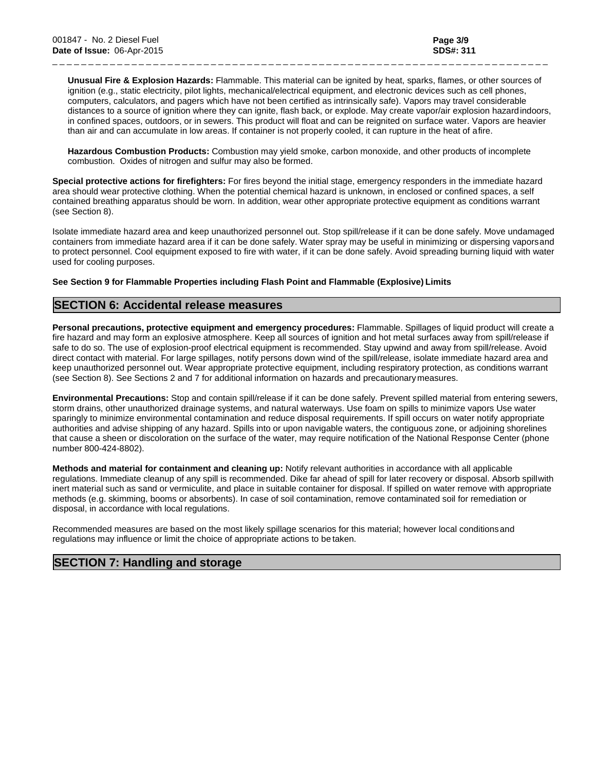**Unusual Fire & Explosion Hazards:** Flammable. This material can be ignited by heat, sparks, flames, or other sources of ignition (e.g., static electricity, pilot lights, mechanical/electrical equipment, and electronic devices such as cell phones, computers, calculators, and pagers which have not been certified as intrinsically safe). Vapors may travel considerable distances to a source of ignition where they can ignite, flash back, or explode. May create vapor/air explosion hazard indoors, in confined spaces, outdoors, or in sewers. This product will float and can be reignited on surface water. Vapors are heavier than air and can accumulate in low areas. If container is not properly cooled, it can rupture in the heat of a fire.

**Hazardous Combustion Products:** Combustion may yield smoke, carbon monoxide, and other products of incomplete combustion. Oxides of nitrogen and sulfur may also be formed.

**Special protective actions for firefighters:** For fires beyond the initial stage, emergency responders in the immediate hazard area should wear protective clothing. When the potential chemical hazard is unknown, in enclosed or confined spaces, a self contained breathing apparatus should be worn. In addition, wear other appropriate protective equipment as conditions warrant (see Section 8).

Isolate immediate hazard area and keep unauthorized personnel out. Stop spill/release if it can be done safely. Move undamaged containers from immediate hazard area if it can be done safely. Water spray may be useful in minimizing or dispersing vapors and to protect personnel. Cool equipment exposed to fire with water, if it can be done safely. Avoid spreading burning liquid with water used for cooling purposes.

**See Section 9 for Flammable Properties including Flash Point and Flammable (Explosive) Limits**

## SECTION 6: Accidental release measures

**Personal precautions, protective equipment and emergency procedures:** Flammable. Spillages of liquid product will create a fire hazard and may form an explosive atmosphere. Keep all sources of ignition and hot metal surfaces away from spill/release if safe to do so. The use of explosion-proof electrical equipment is recommended. Stay upwind and away from spill/release. Avoid direct contact with material. For large spillages, notify persons down wind of the spill/release, isolate immediate hazard area and keep unauthorized personnel out. Wear appropriate protective equipment, including respiratory protection, as conditions warrant (see Section 8). See Sections 2 and 7 for additional information on hazards and precautionary measures.

**Environmental Precautions:** Stop and contain spill/release if it can be done safely. Prevent spilled material from entering sewers, storm drains, other unauthorized drainage systems, and natural waterways. Use foam on spills to minimize vapors Use water sparingly to minimize environmental contamination and reduce disposal requirements. If spill occurs on water notify appropriate authorities and advise shipping of any hazard. Spills into or upon navigable waters, the contiguous zone, or adjoining shorelines that cause a sheen or discoloration on the surface of the water, may require notification of the National Response Center (phone number 800-424-8802).

**Methods and material for containment and cleaning up:** Notify relevant authorities in accordance with all applicable regulations. Immediate cleanup of any spill is recommended. Dike far ahead of spill for later recovery or disposal. Absorb spill with inert material such as sand or vermiculite, and place in suitable container for disposal. If spilled on water remove with appropriate methods (e.g. skimming, booms or absorbents). In case of soil contamination, remove contaminated soil for remediation or disposal, in accordance with local regulations.

Recommended measures are based on the most likely spillage scenarios for this material; however local conditions and regulations may influence or limit the choice of appropriate actions to be taken.

## SECTION 7: Handling and storage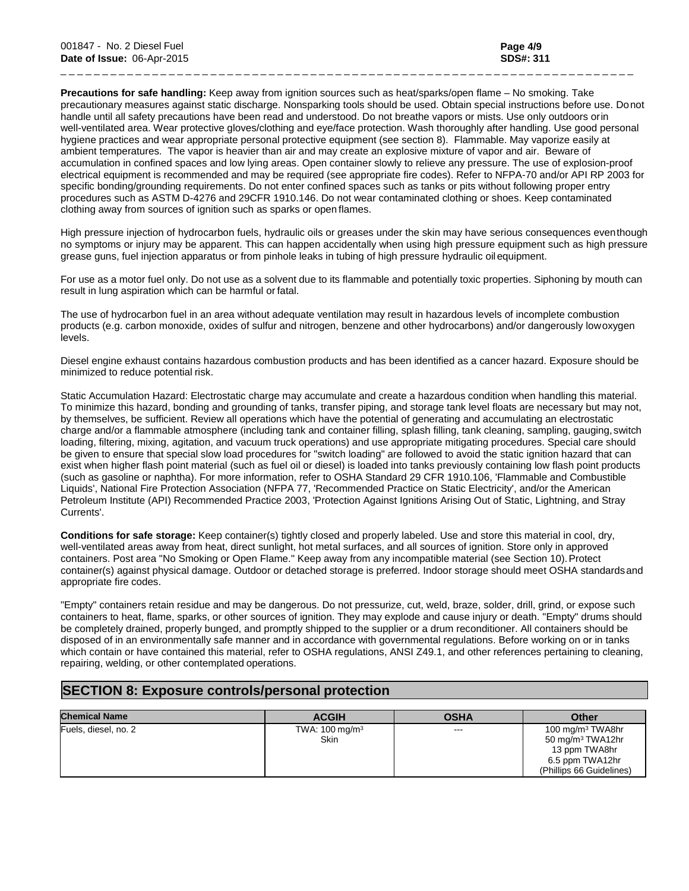**Precautions for safe handling:** Keep away from ignition sources such as heat/sparks/open flame – No smoking. Take precautionary measures against static discharge. Nonsparking tools should be used. Obtain special instructions before use. Do not handle until all safety precautions have been read and understood. Do not breathe vapors or mists. Use only outdoors or in well-ventilated area. Wear protective gloves/clothing and eye/face protection. Wash thoroughly after handling. Use good personal hygiene practices and wear appropriate personal protective equipment (see section 8). Flammable. May vaporize easily at ambient temperatures. The vapor is heavier than air and may create an explosive mixture of vapor and air. Beware of accumulation in confined spaces and low lying areas. Open container slowly to relieve any pressure. The use of explosion-proof electrical equipment is recommended and may be required (see appropriate fire codes). Refer to NFPA-70 and/or API RP 2003 for specific bonding/grounding requirements. Do not enter confined spaces such as tanks or pits without following proper entry procedures such as ASTM D-4276 and 29CFR 1910.146. Do not wear contaminated clothing or shoes. Keep contaminated clothing away from sources of ignition such as sparks or open flames.

High pressure injection of hydrocarbon fuels, hydraulic oils or greases under the skin may have serious consequences even though no symptoms or injury may be apparent. This can happen accidentally when using high pressure equipment such as high pressure grease guns, fuel injection apparatus or from pinhole leaks in tubing of high pressure hydraulic oil equipment.

For use as a motor fuel only. Do not use as a solvent due to its flammable and potentially toxic properties. Siphoning by mouth can result in lung aspiration which can be harmful or fatal.

The use of hydrocarbon fuel in an area without adequate ventilation may result in hazardous levels of incomplete combustion products (e.g. carbon monoxide, oxides of sulfur and nitrogen, benzene and other hydrocarbons) and/or dangerously low oxygen levels.

Diesel engine exhaust contains hazardous combustion products and has been identified as a cancer hazard. Exposure should be minimized to reduce potential risk.

Static Accumulation Hazard: Electrostatic charge may accumulate and create a hazardous condition when handling this material. To minimize this hazard, bonding and grounding of tanks, transfer piping, and storage tank level floats are necessary but may not, by themselves, be sufficient. Review all operations which have the potential of generating and accumulating an electrostatic charge and/or a flammable atmosphere (including tank and container filling, splash filling, tank cleaning, sampling, gauging, switch loading, filtering, mixing, agitation, and vacuum truck operations) and use appropriate mitigating procedures. Special care should be given to ensure that special slow load procedures for "switch loading" are followed to avoid the static ignition hazard that can exist when higher flash point material (such as fuel oil or diesel) is loaded into tanks previously containing low flash point products (such as gasoline or naphtha). For more information, refer to OSHA Standard 29 CFR 1910.106, 'Flammable and Combustible Liquids', National Fire Protection Association (NFPA 77, 'Recommended Practice on Static Electricity', and/or the American Petroleum Institute (API) Recommended Practice 2003, 'Protection Against Ignitions Arising Out of Static, Lightning, and Stray Currents'.

**Conditions for safe storage:** Keep container(s) tightly closed and properly labeled. Use and store this material in cool, dry, well-ventilated areas away from heat, direct sunlight, hot metal surfaces, and all sources of ignition. Store only in approved containers. Post area "No Smoking or Open Flame." Keep away from any incompatible material (see Section 10). Protect container(s) against physical damage. Outdoor or detached storage is preferred. Indoor storage should meet OSHA standards and appropriate fire codes.

"Empty" containers retain residue and may be dangerous. Do not pressurize, cut, weld, braze, solder, drill, grind, or expose such containers to heat, flame, sparks, or other sources of ignition. They may explode and cause injury or death. "Empty" drums should be completely drained, properly bunged, and promptly shipped to the supplier or a drum reconditioner. All containers should be disposed of in an environmentally safe manner and in accordance with governmental regulations. Before working on or in tanks which contain or have contained this material, refer to OSHA regulations, ANSI Z49.1, and other references pertaining to cleaning, repairing, welding, or other contemplated operations.

## SECTION 8: Exposure controls/personal protection

| Chemical Name | ACGIH | OSHA | Other |
|---|---|---|---|
| Fuels, diesel, no. 2 | TWA: 100 mg/m³<br>Skin | --- | 100 mg/m³ TWA8hr<br>50 mg/m³ TWA12hr<br>13 ppm TWA8hr<br>6.5 ppm TWA12hr<br>(Phillips 66 Guidelines) |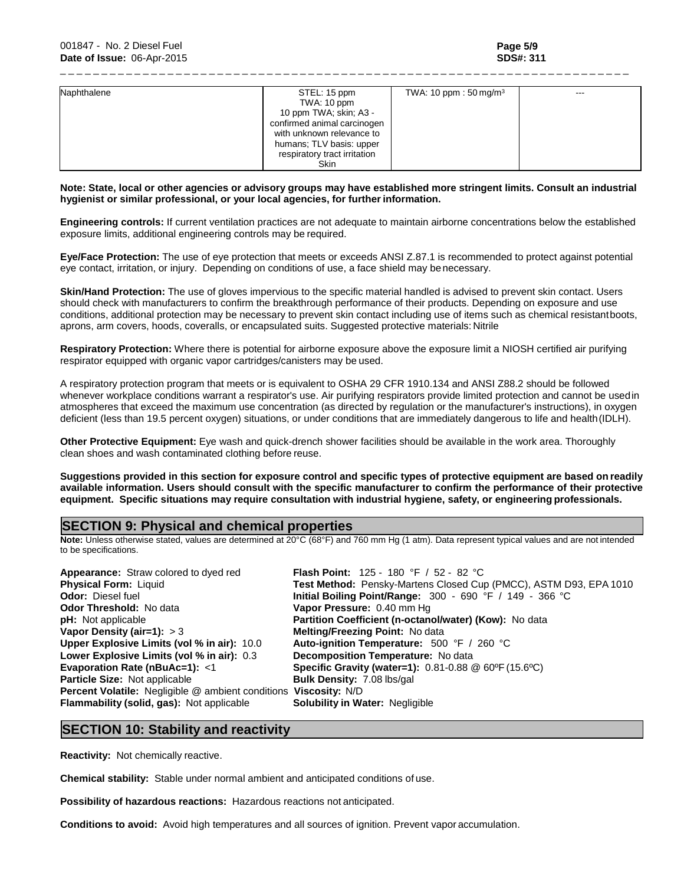| | | | |
|---|---|---|---|
| Naphthalene | STEL: 15 ppm<br>TWA: 10 ppm<br>10 ppm TWA; skin; A3 - confirmed animal carcinogen with unknown relevance to humans; TLV basis: upper respiratory tract irritation<br>Skin | TWA: 10 ppm : 50 mg/m$^3$ | --- |

**Note: State, local or other agencies or advisory groups may have established more stringent limits. Consult an industrial hygienist or similar professional, or your local agencies, for further information.**

**Engineering controls:** If current ventilation practices are not adequate to maintain airborne concentrations below the established exposure limits, additional engineering controls may be required.

**Eye/Face Protection:** The use of eye protection that meets or exceeds ANSI Z.87.1 is recommended to protect against potential eye contact, irritation, or injury. Depending on conditions of use, a face shield may be necessary.

**Skin/Hand Protection:** The use of gloves impervious to the specific material handled is advised to prevent skin contact. Users should check with manufacturers to confirm the breakthrough performance of their products. Depending on exposure and use conditions, additional protection may be necessary to prevent skin contact including use of items such as chemical resistant boots, aprons, arm covers, hoods, coveralls, or encapsulated suits. Suggested protective materials: Nitrile

**Respiratory Protection:** Where there is potential for airborne exposure above the exposure limit a NIOSH certified air purifying respirator equipped with organic vapor cartridges/canisters may be used.

A respiratory protection program that meets or is equivalent to OSHA 29 CFR 1910.134 and ANSI Z88.2 should be followed whenever workplace conditions warrant a respirator's use. Air purifying respirators provide limited protection and cannot be used in atmospheres that exceed the maximum use concentration (as directed by regulation or the manufacturer's instructions), in oxygen deficient (less than 19.5 percent oxygen) situations, or under conditions that are immediately dangerous to life and health (IDLH).

**Other Protective Equipment:** Eye wash and quick-drench shower facilities should be available in the work area. Thoroughly clean shoes and wash contaminated clothing before reuse.

**Suggestions provided in this section for exposure control and specific types of protective equipment are based on readily available information. Users should consult with the specific manufacturer to confirm the performance of their protective equipment. Specific situations may require consultation with industrial hygiene, safety, or engineering professionals.**

## SECTION 9: Physical and chemical properties

**Note:** Unless otherwise stated, values are determined at 20°C (68°F) and 760 mm Hg (1 atm). Data represent typical values and are not intended to be specifications.

**Appearance:** Straw colored to dyed red
**Physical Form:** Liquid
**Odor:** Diesel fuel
**Odor Threshold:** No data
**pH:** Not applicable
**Vapor Density (air=1):** > 3
**Upper Explosive Limits (vol % in air):** 10.0
**Lower Explosive Limits (vol % in air):** 0.3
**Evaporation Rate (nBuAc=1):** <1
**Particle Size:** Not applicable
**Percent Volatile:** Negligible @ ambient conditions
**Flammability (solid, gas):** Not applicable

**Flash Point:** 125 - 180 °F / 52 - 82 °C
**Test Method:** Pensky-Martens Closed Cup (PMCC), ASTM D93, EPA 1010
**Initial Boiling Point/Range:** 300 - 690 °F / 149 - 366 °C
**Vapor Pressure:** 0.40 mm Hg
**Partition Coefficient (n-octanol/water) (Kow):** No data
**Melting/Freezing Point:** No data
**Auto-ignition Temperature:** 500 °F / 260 °C
**Decomposition Temperature:** No data
**Specific Gravity (water=1):** 0.81-0.88 @ 60ºF (15.6ºC)
**Bulk Density:** 7.08 lbs/gal
**Viscosity:** N/D
**Solubility in Water:** Negligible

## SECTION 10: Stability and reactivity

**Reactivity:** Not chemically reactive.

**Chemical stability:** Stable under normal ambient and anticipated conditions of use.

**Possibility of hazardous reactions:** Hazardous reactions not anticipated.

**Conditions to avoid:** Avoid high temperatures and all sources of ignition. Prevent vapor accumulation.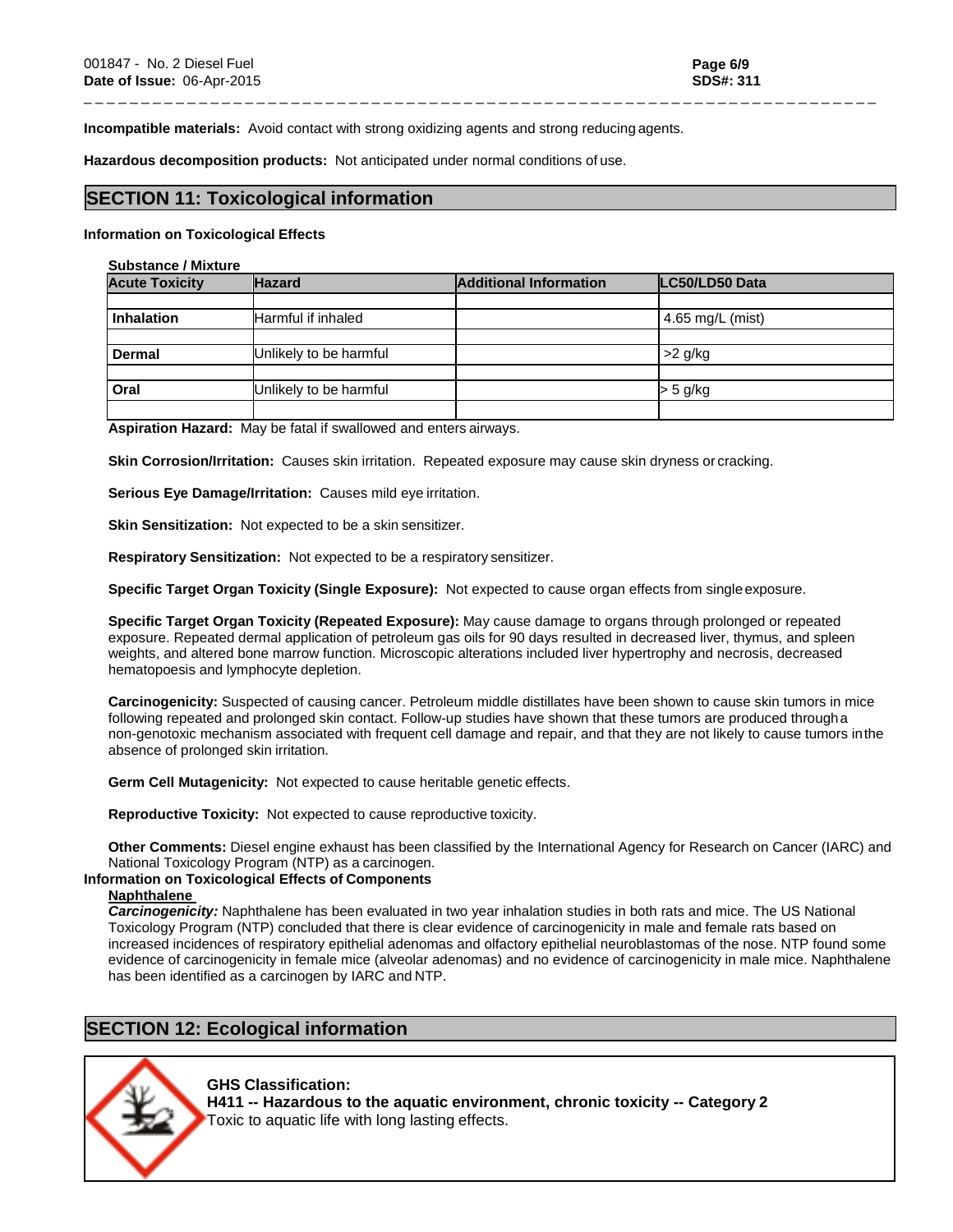**Incompatible materials:** Avoid contact with strong oxidizing agents and strong reducing agents.

**Hazardous decomposition products:** Not anticipated under normal conditions of use.

## SECTION 11: Toxicological information

**Information on Toxicological Effects**

**Substance / Mixture**

| Acute Toxicity | Hazard | Additional Information | LC50/LD50 Data |
|---|---|---|---|
| | | | |
| **Inhalation** | Harmful if inhaled | | 4.65 mg/L (mist) |
| | | | |
| **Dermal** | Unlikely to be harmful | | >2 g/kg |
| | | | |
| **Oral** | Unlikely to be harmful | | > 5 g/kg |
| | | | |

**Aspiration Hazard:** May be fatal if swallowed and enters airways.

**Skin Corrosion/Irritation:** Causes skin irritation. Repeated exposure may cause skin dryness or cracking.

**Serious Eye Damage/Irritation:** Causes mild eye irritation.

**Skin Sensitization:** Not expected to be a skin sensitizer.

**Respiratory Sensitization:** Not expected to be a respiratory sensitizer.

**Specific Target Organ Toxicity (Single Exposure):** Not expected to cause organ effects from single exposure.

**Specific Target Organ Toxicity (Repeated Exposure):** May cause damage to organs through prolonged or repeated exposure. Repeated dermal application of petroleum gas oils for 90 days resulted in decreased liver, thymus, and spleen weights, and altered bone marrow function. Microscopic alterations included liver hypertrophy and necrosis, decreased hematopoesis and lymphocyte depletion.

**Carcinogenicity:** Suspected of causing cancer. Petroleum middle distillates have been shown to cause skin tumors in mice following repeated and prolonged skin contact. Follow-up studies have shown that these tumors are produced through a non-genotoxic mechanism associated with frequent cell damage and repair, and that they are not likely to cause tumors in the absence of prolonged skin irritation.

**Germ Cell Mutagenicity:** Not expected to cause heritable genetic effects.

**Reproductive Toxicity:** Not expected to cause reproductive toxicity.

**Other Comments:** Diesel engine exhaust has been classified by the International Agency for Research on Cancer (IARC) and National Toxicology Program (NTP) as a carcinogen.

**Information on Toxicological Effects of Components**

**Naphthalene**

***Carcinogenicity:*** Naphthalene has been evaluated in two year inhalation studies in both rats and mice. The US National Toxicology Program (NTP) concluded that there is clear evidence of carcinogenicity in male and female rats based on increased incidences of respiratory epithelial adenomas and olfactory epithelial neuroblastomas of the nose. NTP found some evidence of carcinogenicity in female mice (alveolar adenomas) and no evidence of carcinogenicity in male mice. Naphthalene has been identified as a carcinogen by IARC and NTP.

## SECTION 12: Ecological information

**GHS Classification:**
**H411 -- Hazardous to the aquatic environment, chronic toxicity -- Category 2**
Toxic to aquatic life with long lasting effects.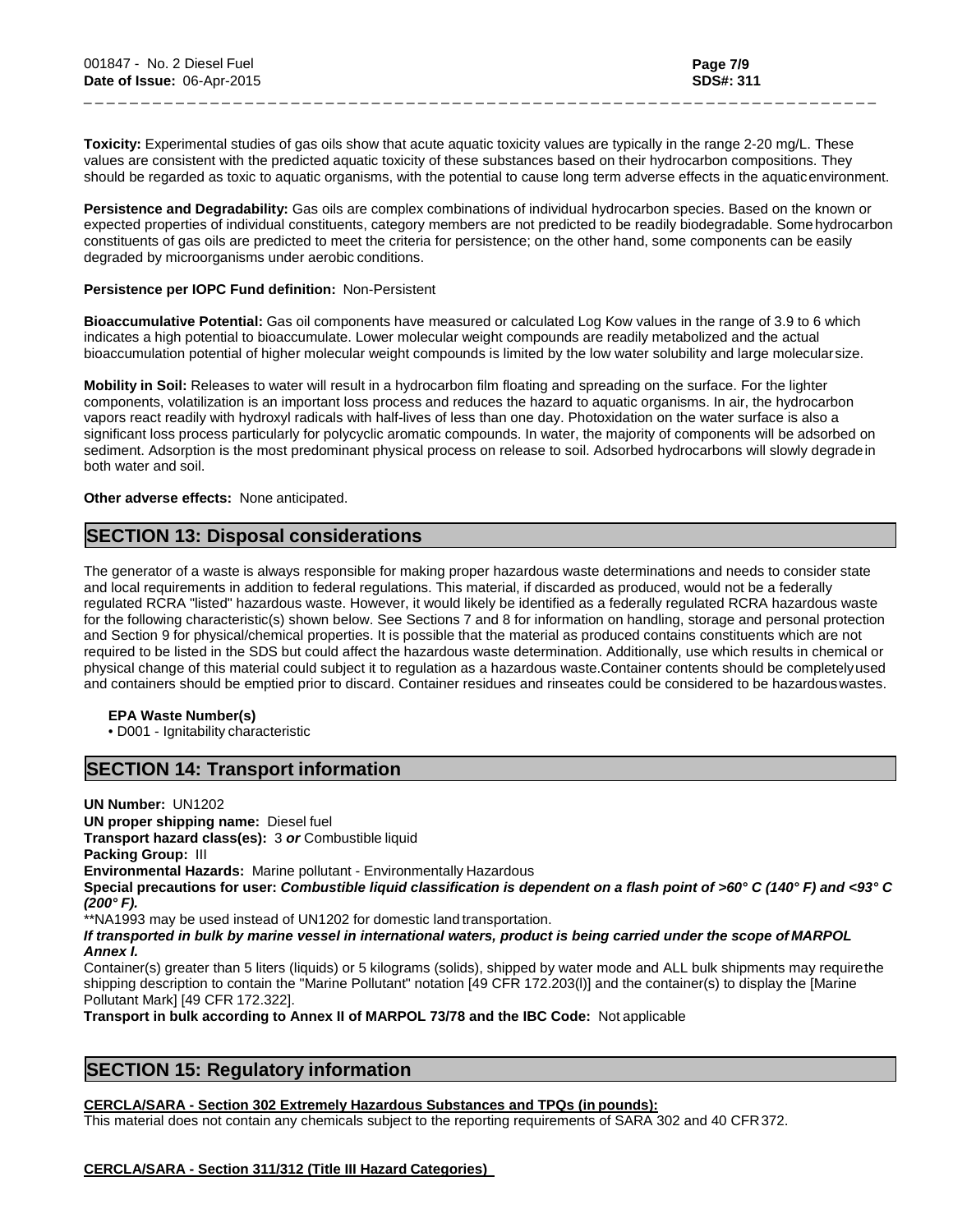**Toxicity:** Experimental studies of gas oils show that acute aquatic toxicity values are typically in the range 2-20 mg/L. These values are consistent with the predicted aquatic toxicity of these substances based on their hydrocarbon compositions. They should be regarded as toxic to aquatic organisms, with the potential to cause long term adverse effects in the aquatic environment.

**Persistence and Degradability:** Gas oils are complex combinations of individual hydrocarbon species. Based on the known or expected properties of individual constituents, category members are not predicted to be readily biodegradable. Some hydrocarbon constituents of gas oils are predicted to meet the criteria for persistence; on the other hand, some components can be easily degraded by microorganisms under aerobic conditions.

**Persistence per IOPC Fund definition:** Non-Persistent

**Bioaccumulative Potential:** Gas oil components have measured or calculated Log Kow values in the range of 3.9 to 6 which indicates a high potential to bioaccumulate. Lower molecular weight compounds are readily metabolized and the actual bioaccumulation potential of higher molecular weight compounds is limited by the low water solubility and large molecular size.

**Mobility in Soil:** Releases to water will result in a hydrocarbon film floating and spreading on the surface. For the lighter components, volatilization is an important loss process and reduces the hazard to aquatic organisms. In air, the hydrocarbon vapors react readily with hydroxyl radicals with half-lives of less than one day. Photoxidation on the water surface is also a significant loss process particularly for polycyclic aromatic compounds. In water, the majority of components will be adsorbed on sediment. Adsorption is the most predominant physical process on release to soil. Adsorbed hydrocarbons will slowly degrade in both water and soil.

**Other adverse effects:** None anticipated.

## SECTION 13: Disposal considerations

The generator of a waste is always responsible for making proper hazardous waste determinations and needs to consider state and local requirements in addition to federal regulations. This material, if discarded as produced, would not be a federally regulated RCRA "listed" hazardous waste. However, it would likely be identified as a federally regulated RCRA hazardous waste for the following characteristic(s) shown below. See Sections 7 and 8 for information on handling, storage and personal protection and Section 9 for physical/chemical properties. It is possible that the material as produced contains constituents which are not required to be listed in the SDS but could affect the hazardous waste determination. Additionally, use which results in chemical or physical change of this material could subject it to regulation as a hazardous waste.Container contents should be completely used and containers should be emptied prior to discard. Container residues and rinseates could be considered to be hazardous wastes.

**EPA Waste Number(s)**

- D001 - Ignitability characteristic

## SECTION 14: Transport information

**UN Number:** UN1202
**UN proper shipping name:** Diesel fuel
**Transport hazard class(es):** 3 ***or*** Combustible liquid
**Packing Group:** III
**Environmental Hazards:** Marine pollutant - Environmentally Hazardous
**Special precautions for user:** ***Combustible liquid classification is dependent on a flash point of >60° C (140° F) and <93° C (200° F).***
**NA1993 may be used instead of UN1202 for domestic land transportation.
***If transported in bulk by marine vessel in international waters, product is being carried under the scope of MARPOL Annex I.***
Container(s) greater than 5 liters (liquids) or 5 kilograms (solids), shipped by water mode and ALL bulk shipments may require the shipping description to contain the "Marine Pollutant" notation [49 CFR 172.203(l)] and the container(s) to display the [Marine Pollutant Mark] [49 CFR 172.322].
**Transport in bulk according to Annex II of MARPOL 73/78 and the IBC Code:** Not applicable

## SECTION 15: Regulatory information

**CERCLA/SARA - Section 302 Extremely Hazardous Substances and TPQs (in pounds):**
This material does not contain any chemicals subject to the reporting requirements of SARA 302 and 40 CFR 372.

**CERCLA/SARA - Section 311/312 (Title III Hazard Categories)**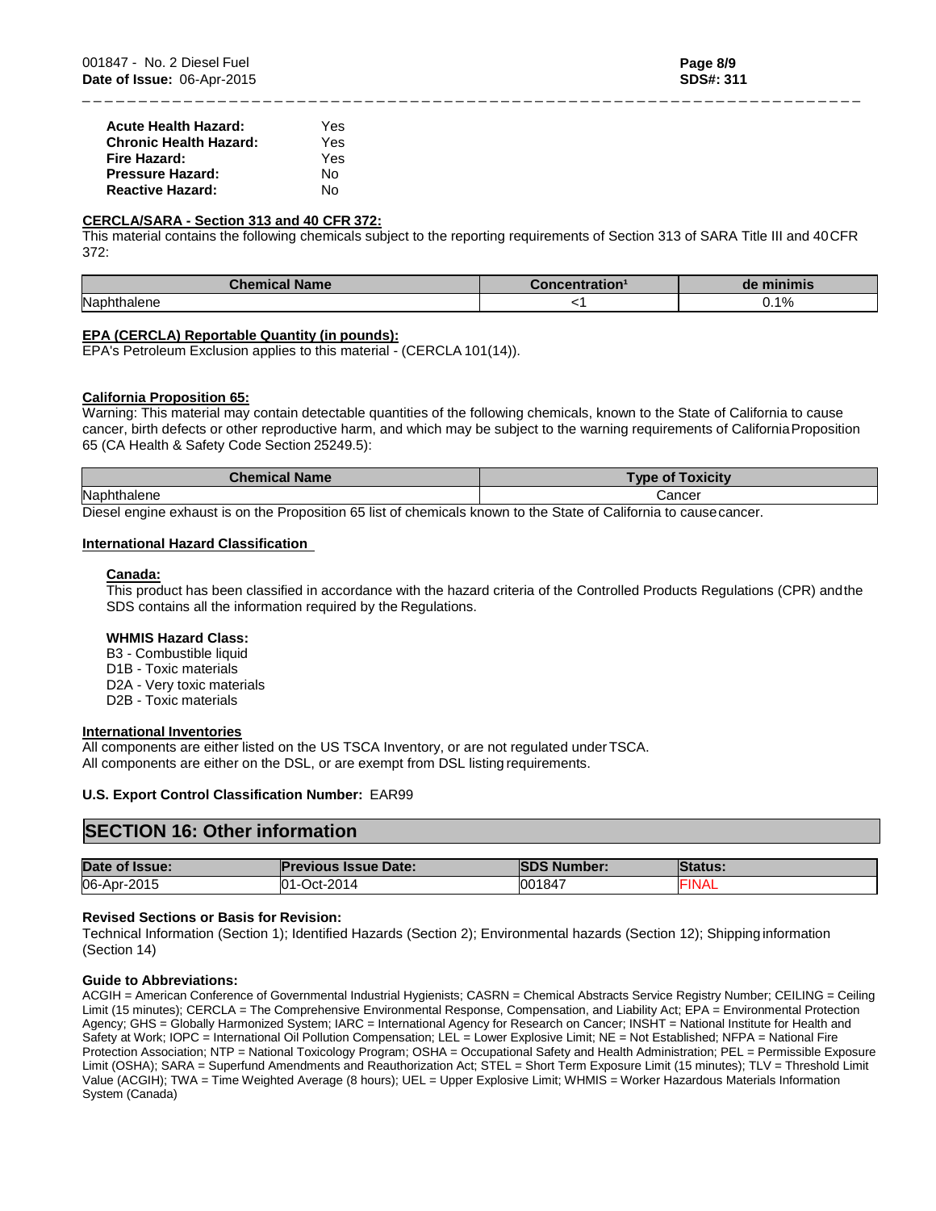| | |
|---|---|
| **Acute Health Hazard:** | Yes |
| **Chronic Health Hazard:** | Yes |
| **Fire Hazard:** | Yes |
| **Pressure Hazard:** | No |
| **Reactive Hazard:** | No |

**CERCLA/SARA - Section 313 and 40 CFR 372:**

This material contains the following chemicals subject to the reporting requirements of Section 313 of SARA Title III and 40 CFR 372:

| Chemical Name | Concentration[1] | de minimis |
|---|---|---|
| Naphthalene | <1 | 0.1% |

**EPA (CERCLA) Reportable Quantity (in pounds):**

EPA's Petroleum Exclusion applies to this material - (CERCLA 101(14)).

**California Proposition 65:**

Warning: This material may contain detectable quantities of the following chemicals, known to the State of California to cause cancer, birth defects or other reproductive harm, and which may be subject to the warning requirements of California Proposition 65 (CA Health & Safety Code Section 25249.5):

| Chemical Name | Type of Toxicity |
|---|---|
| Naphthalene | Cancer |

Diesel engine exhaust is on the Proposition 65 list of chemicals known to the State of California to cause cancer.

**International Hazard Classification**

**Canada:**

This product has been classified in accordance with the hazard criteria of the Controlled Products Regulations (CPR) and the SDS contains all the information required by the Regulations.

**WHMIS Hazard Class:**

B3 - Combustible liquid
D1B - Toxic materials
D2A - Very toxic materials
D2B - Toxic materials

**International Inventories**

All components are either listed on the US TSCA Inventory, or are not regulated under TSCA.
All components are either on the DSL, or are exempt from DSL listing requirements.

**U.S. Export Control Classification Number:** EAR99

## SECTION 16: Other information

| Date of Issue: | Previous Issue Date: | SDS Number: | Status: |
|---|---|---|---|
| 06-Apr-2015 | 01-Oct-2014 | 001847 | FINAL |

**Revised Sections or Basis for Revision:**

Technical Information (Section 1); Identified Hazards (Section 2); Environmental hazards (Section 12); Shipping information (Section 14)

**Guide to Abbreviations:**

ACGIH = American Conference of Governmental Industrial Hygienists; CASRN = Chemical Abstracts Service Registry Number; CEILING = Ceiling Limit (15 minutes); CERCLA = The Comprehensive Environmental Response, Compensation, and Liability Act; EPA = Environmental Protection Agency; GHS = Globally Harmonized System; IARC = International Agency for Research on Cancer; INSHT = National Institute for Health and Safety at Work; IOPC = International Oil Pollution Compensation; LEL = Lower Explosive Limit; NE = Not Established; NFPA = National Fire Protection Association; NTP = National Toxicology Program; OSHA = Occupational Safety and Health Administration; PEL = Permissible Exposure Limit (OSHA); SARA = Superfund Amendments and Reauthorization Act; STEL = Short Term Exposure Limit (15 minutes); TLV = Threshold Limit Value (ACGIH); TWA = Time Weighted Average (8 hours); UEL = Upper Explosive Limit; WHMIS = Worker Hazardous Materials Information System (Canada)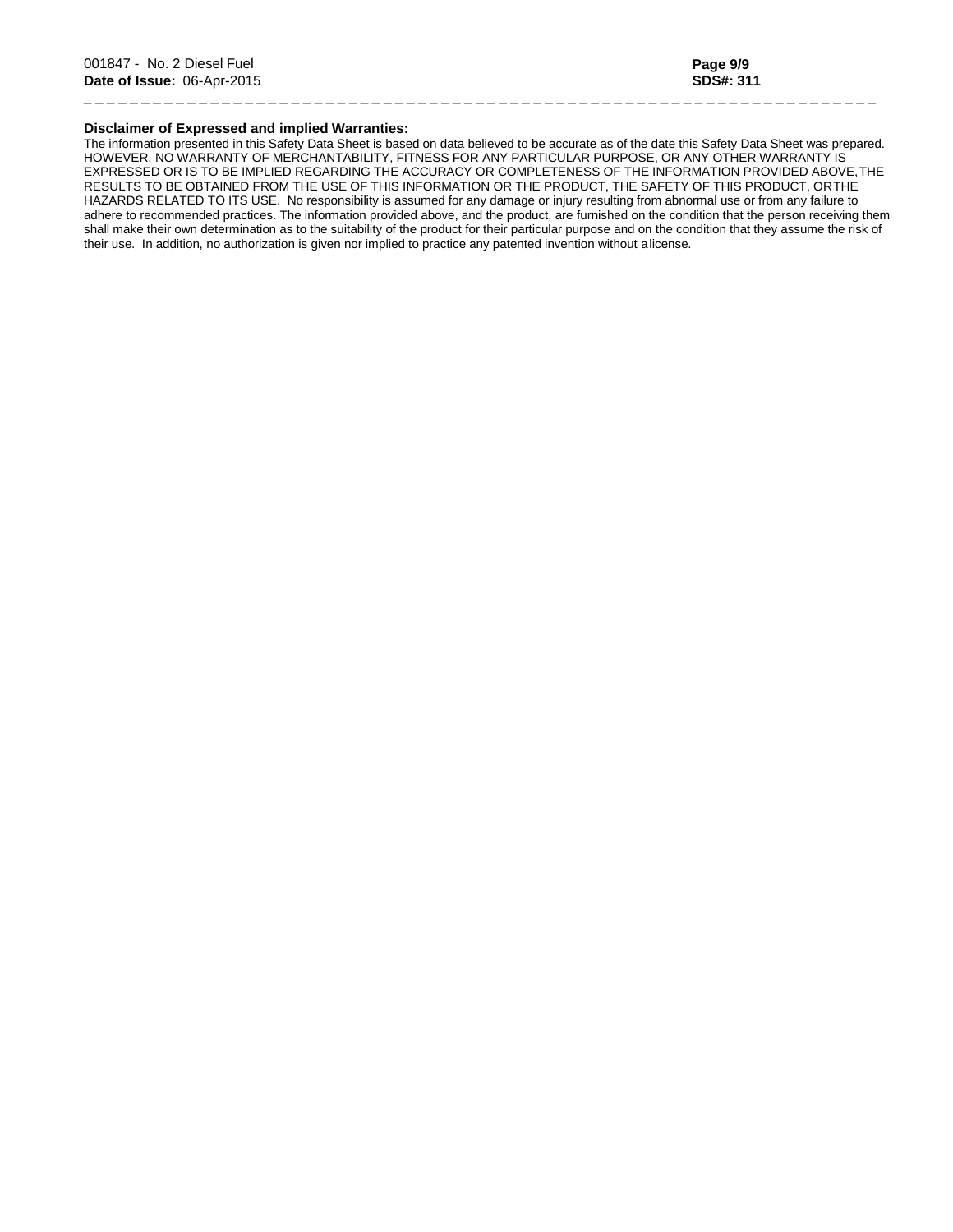**Disclaimer of Expressed and implied Warranties:**

The information presented in this Safety Data Sheet is based on data believed to be accurate as of the date this Safety Data Sheet was prepared. HOWEVER, NO WARRANTY OF MERCHANTABILITY, FITNESS FOR ANY PARTICULAR PURPOSE, OR ANY OTHER WARRANTY IS EXPRESSED OR IS TO BE IMPLIED REGARDING THE ACCURACY OR COMPLETENESS OF THE INFORMATION PROVIDED ABOVE, THE RESULTS TO BE OBTAINED FROM THE USE OF THIS INFORMATION OR THE PRODUCT, THE SAFETY OF THIS PRODUCT, OR THE HAZARDS RELATED TO ITS USE. No responsibility is assumed for any damage or injury resulting from abnormal use or from any failure to adhere to recommended practices. The information provided above, and the product, are furnished on the condition that the person receiving them shall make their own determination as to the suitability of the product for their particular purpose and on the condition that they assume the risk of their use. In addition, no authorization is given nor implied to practice any patented invention without a license.